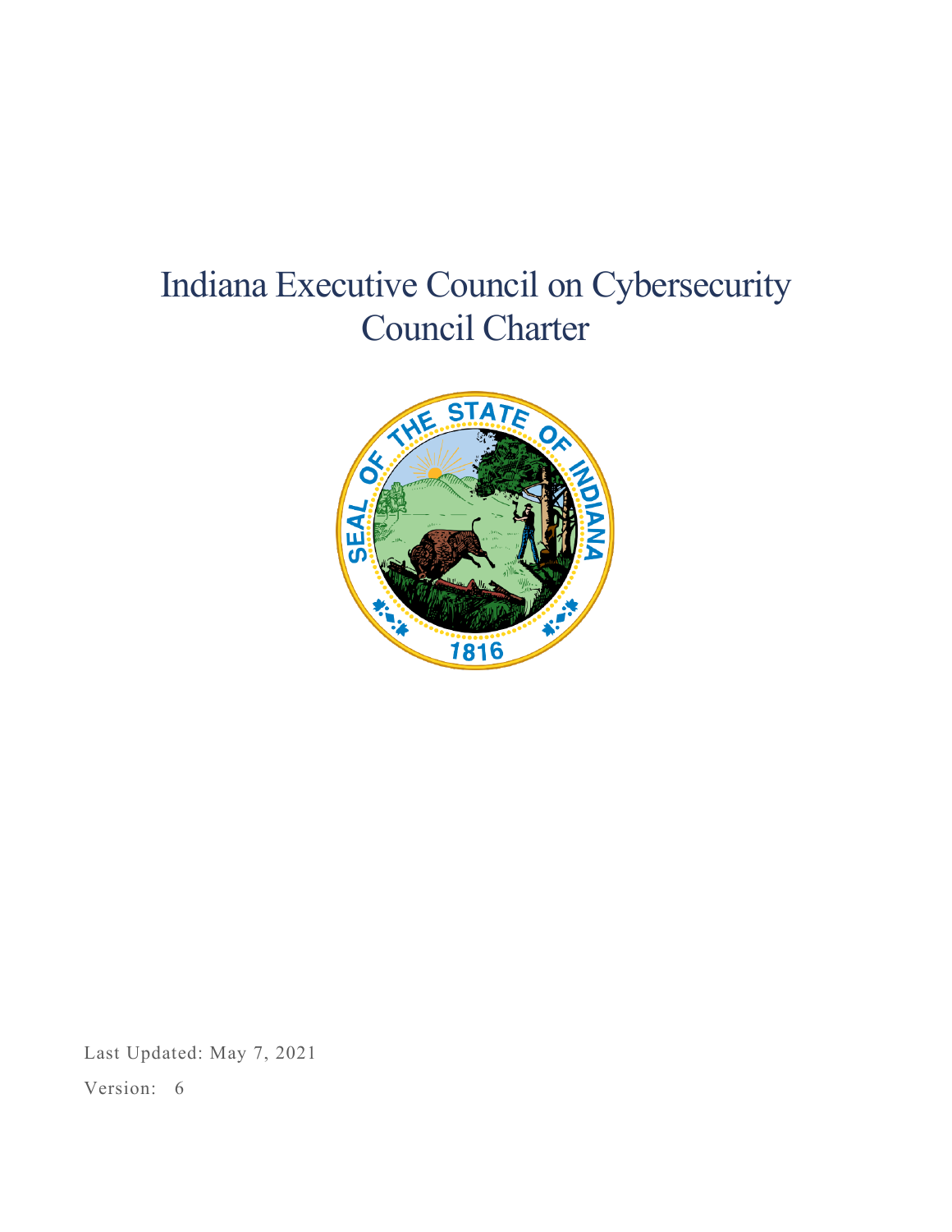# Indiana Executive Council on Cybersecurity Council Charter

Last Updated: May 7, 2021

Version: 6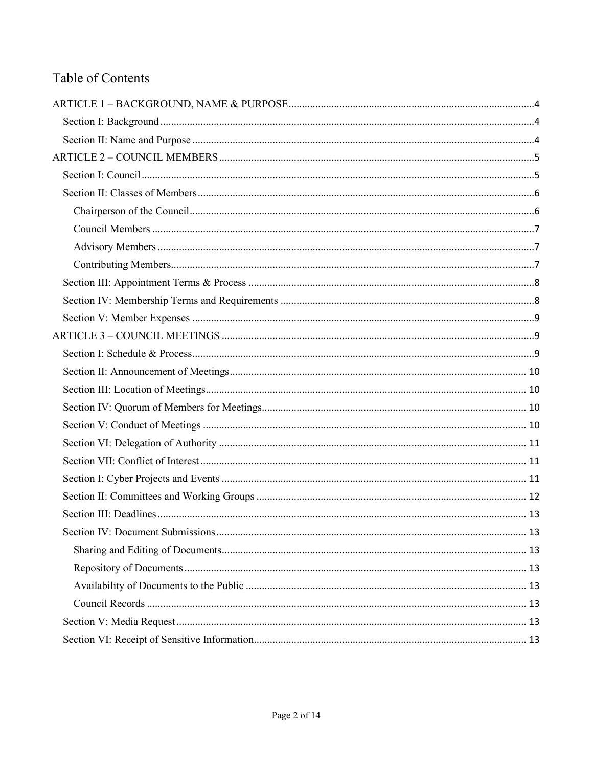# Table of Contents

ARTICLE 1 – BACKGROUND, NAME & PURPOSE ........ 4
- Section I: Background ........ 4
- Section II: Name and Purpose ........ 4

ARTICLE 2 – COUNCIL MEMBERS ........ 5
- Section I: Council ........ 5
- Section II: Classes of Members ........ 6
  - Chairperson of the Council ........ 6
  - Council Members ........ 7
  - Advisory Members ........ 7
  - Contributing Members ........ 7
- Section III: Appointment Terms & Process ........ 8
- Section IV: Membership Terms and Requirements ........ 8
- Section V: Member Expenses ........ 9

ARTICLE 3 – COUNCIL MEETINGS ........ 9
- Section I: Schedule & Process ........ 9
- Section II: Announcement of Meetings ........ 10
- Section III: Location of Meetings ........ 10
- Section IV: Quorum of Members for Meetings ........ 10
- Section V: Conduct of Meetings ........ 10
- Section VI: Delegation of Authority ........ 11
- Section VII: Conflict of Interest ........ 11
- Section I: Cyber Projects and Events ........ 11
- Section II: Committees and Working Groups ........ 12
- Section III: Deadlines ........ 13
- Section IV: Document Submissions ........ 13
  - Sharing and Editing of Documents ........ 13
  - Repository of Documents ........ 13
  - Availability of Documents to the Public ........ 13
  - Council Records ........ 13
- Section V: Media Request ........ 13
- Section VI: Receipt of Sensitive Information ........ 13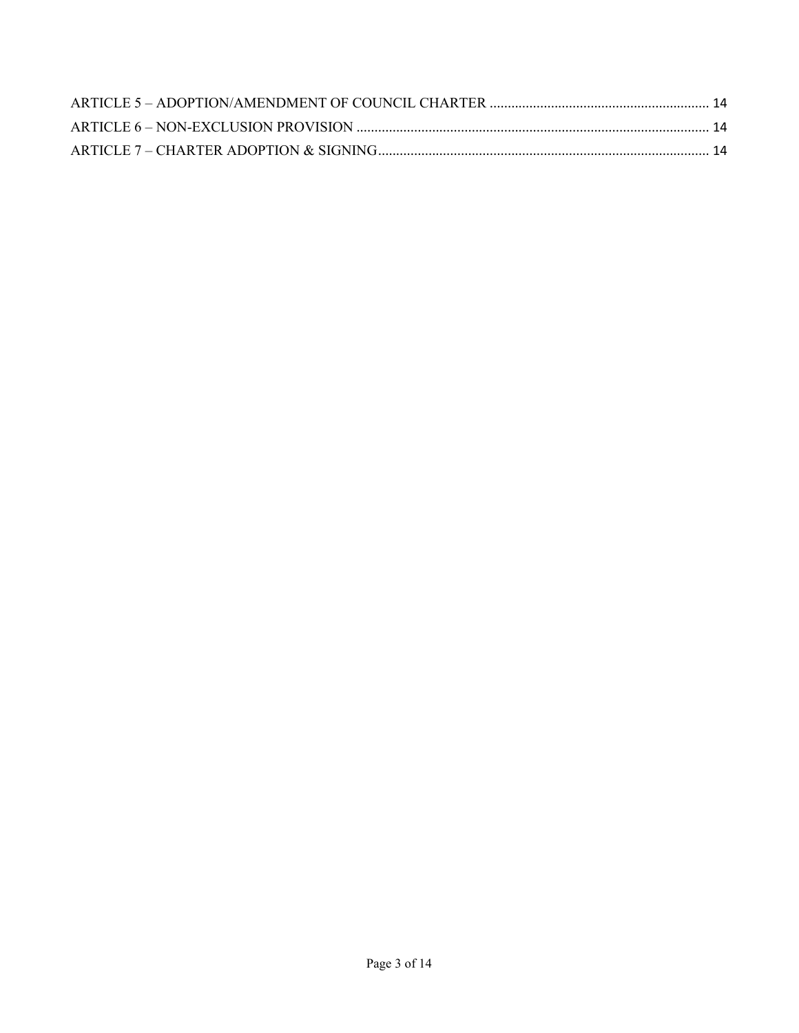ARTICLE 5 – ADOPTION/AMENDMENT OF COUNCIL CHARTER ............................................................. 14
ARTICLE 6 – NON-EXCLUSION PROVISION .................................................................................................. 14
ARTICLE 7 – CHARTER ADOPTION & SIGNING............................................................................................ 14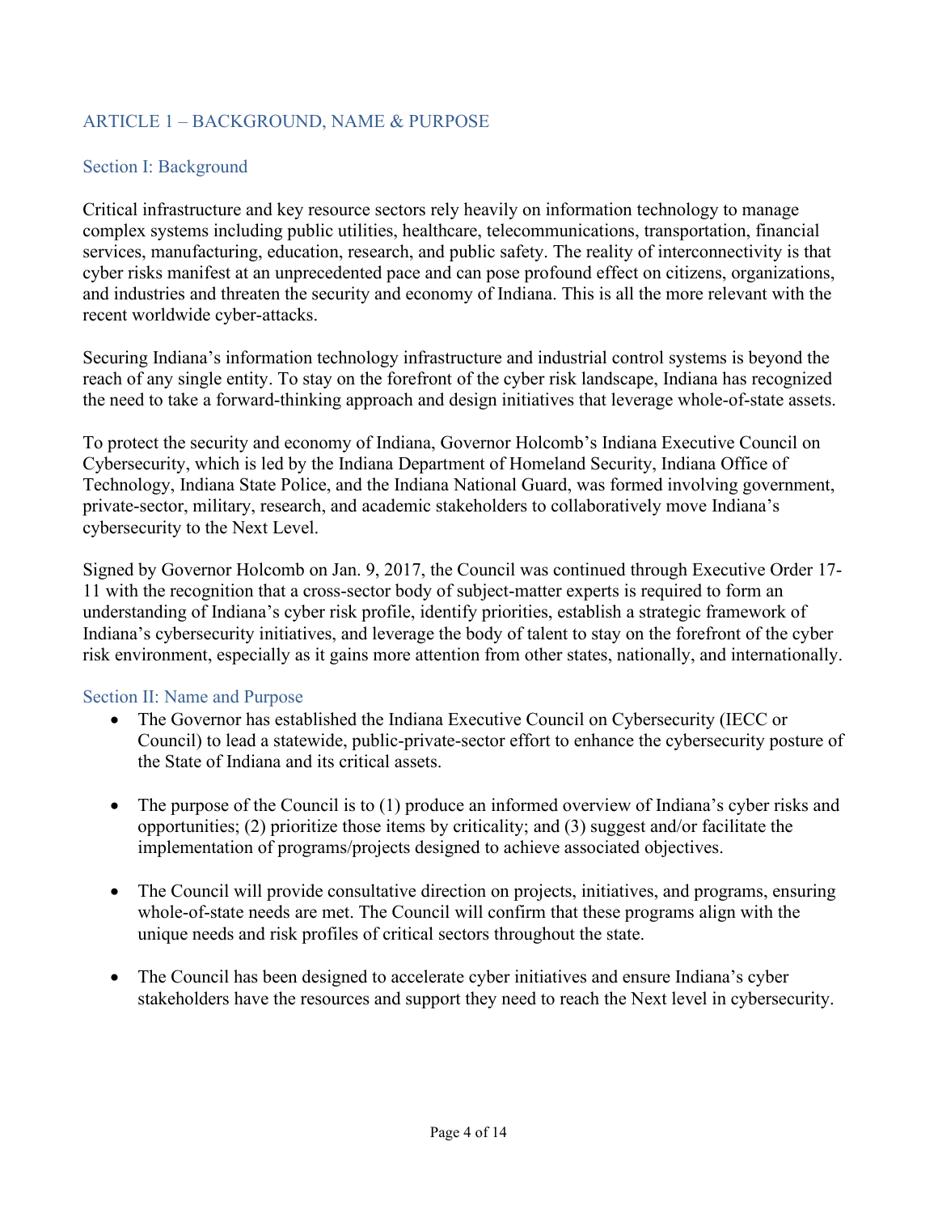## ARTICLE 1 – BACKGROUND, NAME & PURPOSE

### Section I: Background

Critical infrastructure and key resource sectors rely heavily on information technology to manage complex systems including public utilities, healthcare, telecommunications, transportation, financial services, manufacturing, education, research, and public safety. The reality of interconnectivity is that cyber risks manifest at an unprecedented pace and can pose profound effect on citizens, organizations, and industries and threaten the security and economy of Indiana. This is all the more relevant with the recent worldwide cyber-attacks.

Securing Indiana's information technology infrastructure and industrial control systems is beyond the reach of any single entity. To stay on the forefront of the cyber risk landscape, Indiana has recognized the need to take a forward-thinking approach and design initiatives that leverage whole-of-state assets.

To protect the security and economy of Indiana, Governor Holcomb's Indiana Executive Council on Cybersecurity, which is led by the Indiana Department of Homeland Security, Indiana Office of Technology, Indiana State Police, and the Indiana National Guard, was formed involving government, private-sector, military, research, and academic stakeholders to collaboratively move Indiana's cybersecurity to the Next Level.

Signed by Governor Holcomb on Jan. 9, 2017, the Council was continued through Executive Order 17-11 with the recognition that a cross-sector body of subject-matter experts is required to form an understanding of Indiana's cyber risk profile, identify priorities, establish a strategic framework of Indiana's cybersecurity initiatives, and leverage the body of talent to stay on the forefront of the cyber risk environment, especially as it gains more attention from other states, nationally, and internationally.

### Section II: Name and Purpose

- The Governor has established the Indiana Executive Council on Cybersecurity (IECC or Council) to lead a statewide, public-private-sector effort to enhance the cybersecurity posture of the State of Indiana and its critical assets.

- The purpose of the Council is to (1) produce an informed overview of Indiana's cyber risks and opportunities; (2) prioritize those items by criticality; and (3) suggest and/or facilitate the implementation of programs/projects designed to achieve associated objectives.

- The Council will provide consultative direction on projects, initiatives, and programs, ensuring whole-of-state needs are met. The Council will confirm that these programs align with the unique needs and risk profiles of critical sectors throughout the state.

- The Council has been designed to accelerate cyber initiatives and ensure Indiana's cyber stakeholders have the resources and support they need to reach the Next level in cybersecurity.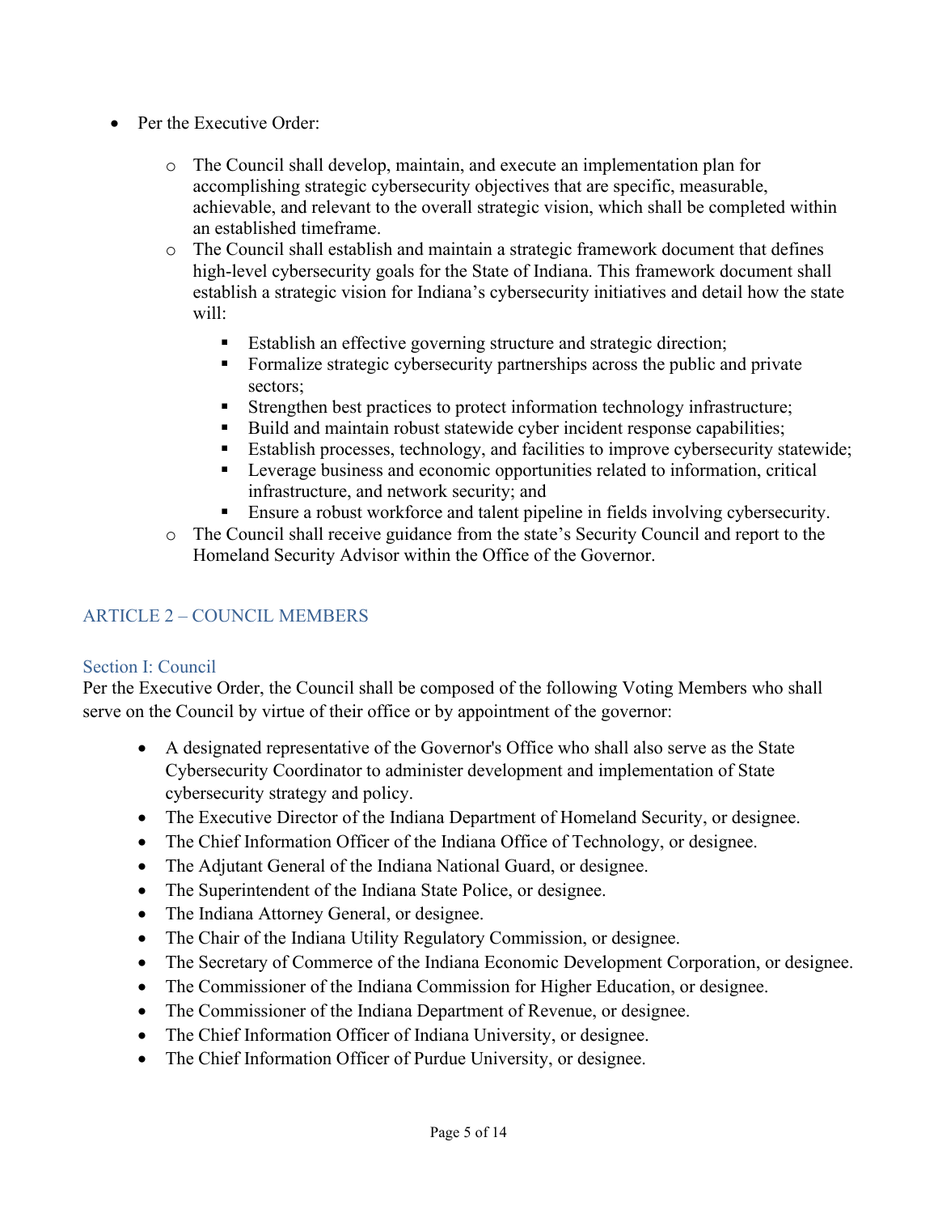- Per the Executive Order:
  - The Council shall develop, maintain, and execute an implementation plan for accomplishing strategic cybersecurity objectives that are specific, measurable, achievable, and relevant to the overall strategic vision, which shall be completed within an established timeframe.
  - The Council shall establish and maintain a strategic framework document that defines high-level cybersecurity goals for the State of Indiana. This framework document shall establish a strategic vision for Indiana's cybersecurity initiatives and detail how the state will:
    - Establish an effective governing structure and strategic direction;
    - Formalize strategic cybersecurity partnerships across the public and private sectors;
    - Strengthen best practices to protect information technology infrastructure;
    - Build and maintain robust statewide cyber incident response capabilities;
    - Establish processes, technology, and facilities to improve cybersecurity statewide;
    - Leverage business and economic opportunities related to information, critical infrastructure, and network security; and
    - Ensure a robust workforce and talent pipeline in fields involving cybersecurity.
  - The Council shall receive guidance from the state's Security Council and report to the Homeland Security Advisor within the Office of the Governor.

## ARTICLE 2 – COUNCIL MEMBERS

### Section I: Council

Per the Executive Order, the Council shall be composed of the following Voting Members who shall serve on the Council by virtue of their office or by appointment of the governor:

- A designated representative of the Governor's Office who shall also serve as the State Cybersecurity Coordinator to administer development and implementation of State cybersecurity strategy and policy.
- The Executive Director of the Indiana Department of Homeland Security, or designee.
- The Chief Information Officer of the Indiana Office of Technology, or designee.
- The Adjutant General of the Indiana National Guard, or designee.
- The Superintendent of the Indiana State Police, or designee.
- The Indiana Attorney General, or designee.
- The Chair of the Indiana Utility Regulatory Commission, or designee.
- The Secretary of Commerce of the Indiana Economic Development Corporation, or designee.
- The Commissioner of the Indiana Commission for Higher Education, or designee.
- The Commissioner of the Indiana Department of Revenue, or designee.
- The Chief Information Officer of Indiana University, or designee.
- The Chief Information Officer of Purdue University, or designee.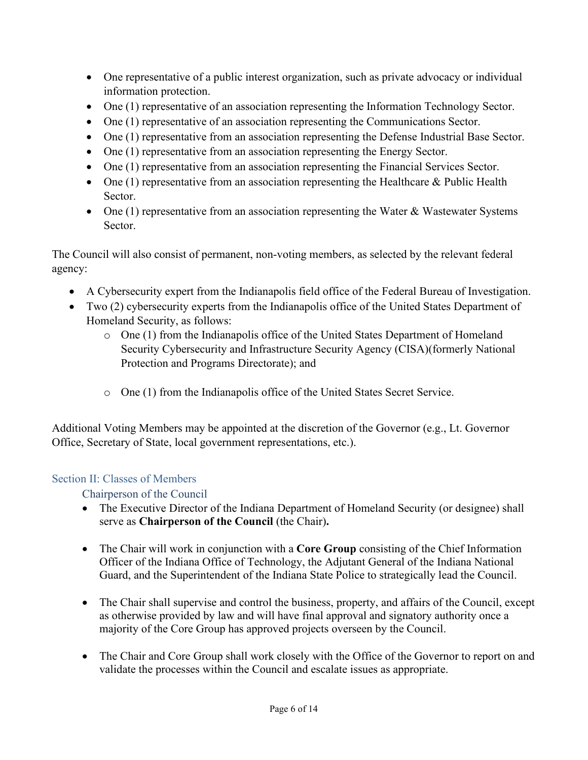- One representative of a public interest organization, such as private advocacy or individual information protection.
- One (1) representative of an association representing the Information Technology Sector.
- One (1) representative of an association representing the Communications Sector.
- One (1) representative from an association representing the Defense Industrial Base Sector.
- One (1) representative from an association representing the Energy Sector.
- One (1) representative from an association representing the Financial Services Sector.
- One (1) representative from an association representing the Healthcare & Public Health Sector.
- One (1) representative from an association representing the Water & Wastewater Systems Sector.

The Council will also consist of permanent, non-voting members, as selected by the relevant federal agency:

- A Cybersecurity expert from the Indianapolis field office of the Federal Bureau of Investigation.
- Two (2) cybersecurity experts from the Indianapolis office of the United States Department of Homeland Security, as follows:
  - One (1) from the Indianapolis office of the United States Department of Homeland Security Cybersecurity and Infrastructure Security Agency (CISA)(formerly National Protection and Programs Directorate); and
  - One (1) from the Indianapolis office of the United States Secret Service.

Additional Voting Members may be appointed at the discretion of the Governor (e.g., Lt. Governor Office, Secretary of State, local government representations, etc.).

## Section II: Classes of Members

### Chairperson of the Council

- The Executive Director of the Indiana Department of Homeland Security (or designee) shall serve as **Chairperson of the Council** (the Chair)**.**
- The Chair will work in conjunction with a **Core Group** consisting of the Chief Information Officer of the Indiana Office of Technology, the Adjutant General of the Indiana National Guard, and the Superintendent of the Indiana State Police to strategically lead the Council.
- The Chair shall supervise and control the business, property, and affairs of the Council, except as otherwise provided by law and will have final approval and signatory authority once a majority of the Core Group has approved projects overseen by the Council.
- The Chair and Core Group shall work closely with the Office of the Governor to report on and validate the processes within the Council and escalate issues as appropriate.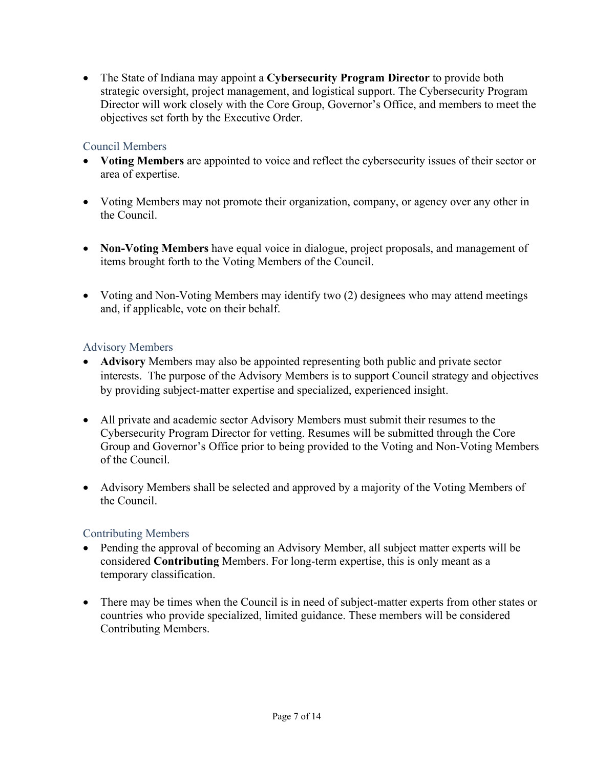- The State of Indiana may appoint a **Cybersecurity Program Director** to provide both strategic oversight, project management, and logistical support. The Cybersecurity Program Director will work closely with the Core Group, Governor's Office, and members to meet the objectives set forth by the Executive Order.

### Council Members

- **Voting Members** are appointed to voice and reflect the cybersecurity issues of their sector or area of expertise.
- Voting Members may not promote their organization, company, or agency over any other in the Council.
- **Non-Voting Members** have equal voice in dialogue, project proposals, and management of items brought forth to the Voting Members of the Council.
- Voting and Non-Voting Members may identify two (2) designees who may attend meetings and, if applicable, vote on their behalf.

### Advisory Members

- **Advisory** Members may also be appointed representing both public and private sector interests. The purpose of the Advisory Members is to support Council strategy and objectives by providing subject-matter expertise and specialized, experienced insight.
- All private and academic sector Advisory Members must submit their resumes to the Cybersecurity Program Director for vetting. Resumes will be submitted through the Core Group and Governor's Office prior to being provided to the Voting and Non-Voting Members of the Council.
- Advisory Members shall be selected and approved by a majority of the Voting Members of the Council.

### Contributing Members

- Pending the approval of becoming an Advisory Member, all subject matter experts will be considered **Contributing** Members. For long-term expertise, this is only meant as a temporary classification.
- There may be times when the Council is in need of subject-matter experts from other states or countries who provide specialized, limited guidance. These members will be considered Contributing Members.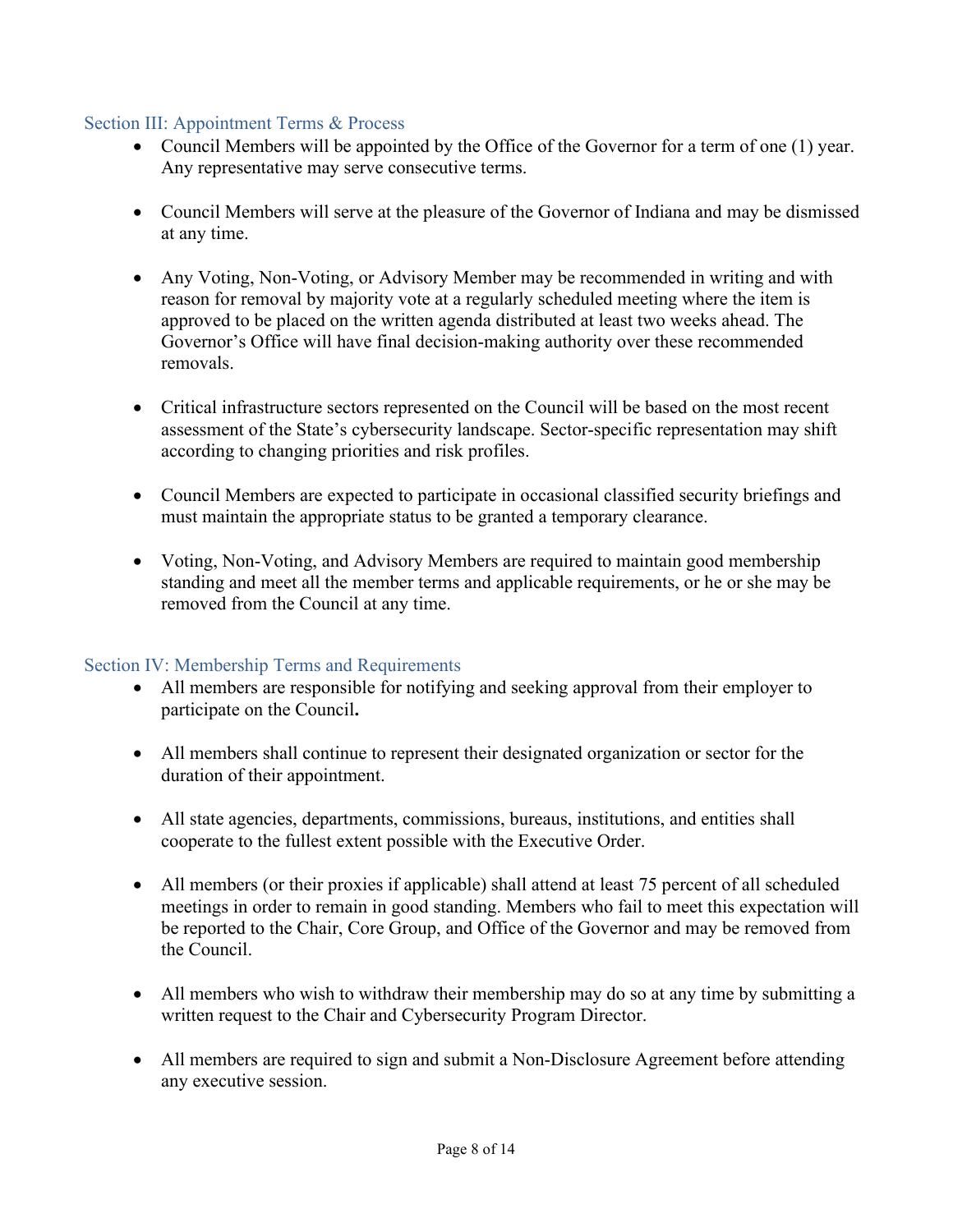## Section III: Appointment Terms & Process

- Council Members will be appointed by the Office of the Governor for a term of one (1) year. Any representative may serve consecutive terms.

- Council Members will serve at the pleasure of the Governor of Indiana and may be dismissed at any time.

- Any Voting, Non-Voting, or Advisory Member may be recommended in writing and with reason for removal by majority vote at a regularly scheduled meeting where the item is approved to be placed on the written agenda distributed at least two weeks ahead. The Governor's Office will have final decision-making authority over these recommended removals.

- Critical infrastructure sectors represented on the Council will be based on the most recent assessment of the State's cybersecurity landscape. Sector-specific representation may shift according to changing priorities and risk profiles.

- Council Members are expected to participate in occasional classified security briefings and must maintain the appropriate status to be granted a temporary clearance.

- Voting, Non-Voting, and Advisory Members are required to maintain good membership standing and meet all the member terms and applicable requirements, or he or she may be removed from the Council at any time.

## Section IV: Membership Terms and Requirements

- All members are responsible for notifying and seeking approval from their employer to participate on the Council**.**

- All members shall continue to represent their designated organization or sector for the duration of their appointment.

- All state agencies, departments, commissions, bureaus, institutions, and entities shall cooperate to the fullest extent possible with the Executive Order.

- All members (or their proxies if applicable) shall attend at least 75 percent of all scheduled meetings in order to remain in good standing. Members who fail to meet this expectation will be reported to the Chair, Core Group, and Office of the Governor and may be removed from the Council.

- All members who wish to withdraw their membership may do so at any time by submitting a written request to the Chair and Cybersecurity Program Director.

- All members are required to sign and submit a Non-Disclosure Agreement before attending any executive session.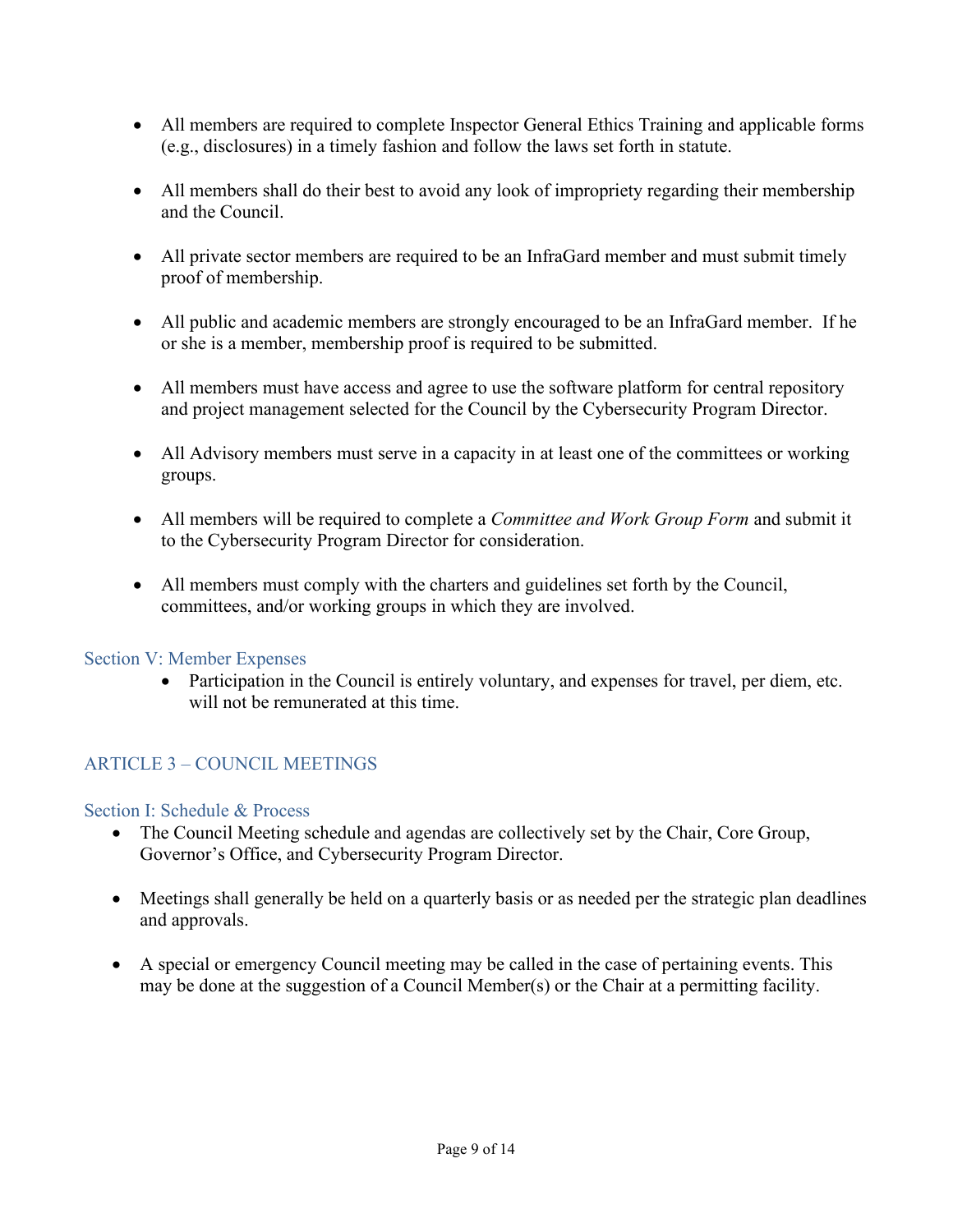- All members are required to complete Inspector General Ethics Training and applicable forms (e.g., disclosures) in a timely fashion and follow the laws set forth in statute.

- All members shall do their best to avoid any look of impropriety regarding their membership and the Council.

- All private sector members are required to be an InfraGard member and must submit timely proof of membership.

- All public and academic members are strongly encouraged to be an InfraGard member. If he or she is a member, membership proof is required to be submitted.

- All members must have access and agree to use the software platform for central repository and project management selected for the Council by the Cybersecurity Program Director.

- All Advisory members must serve in a capacity in at least one of the committees or working groups.

- All members will be required to complete a *Committee and Work Group Form* and submit it to the Cybersecurity Program Director for consideration.

- All members must comply with the charters and guidelines set forth by the Council, committees, and/or working groups in which they are involved.

### Section V: Member Expenses

- Participation in the Council is entirely voluntary, and expenses for travel, per diem, etc. will not be remunerated at this time.

## ARTICLE 3 – COUNCIL MEETINGS

### Section I: Schedule & Process

- The Council Meeting schedule and agendas are collectively set by the Chair, Core Group, Governor's Office, and Cybersecurity Program Director.

- Meetings shall generally be held on a quarterly basis or as needed per the strategic plan deadlines and approvals.

- A special or emergency Council meeting may be called in the case of pertaining events. This may be done at the suggestion of a Council Member(s) or the Chair at a permitting facility.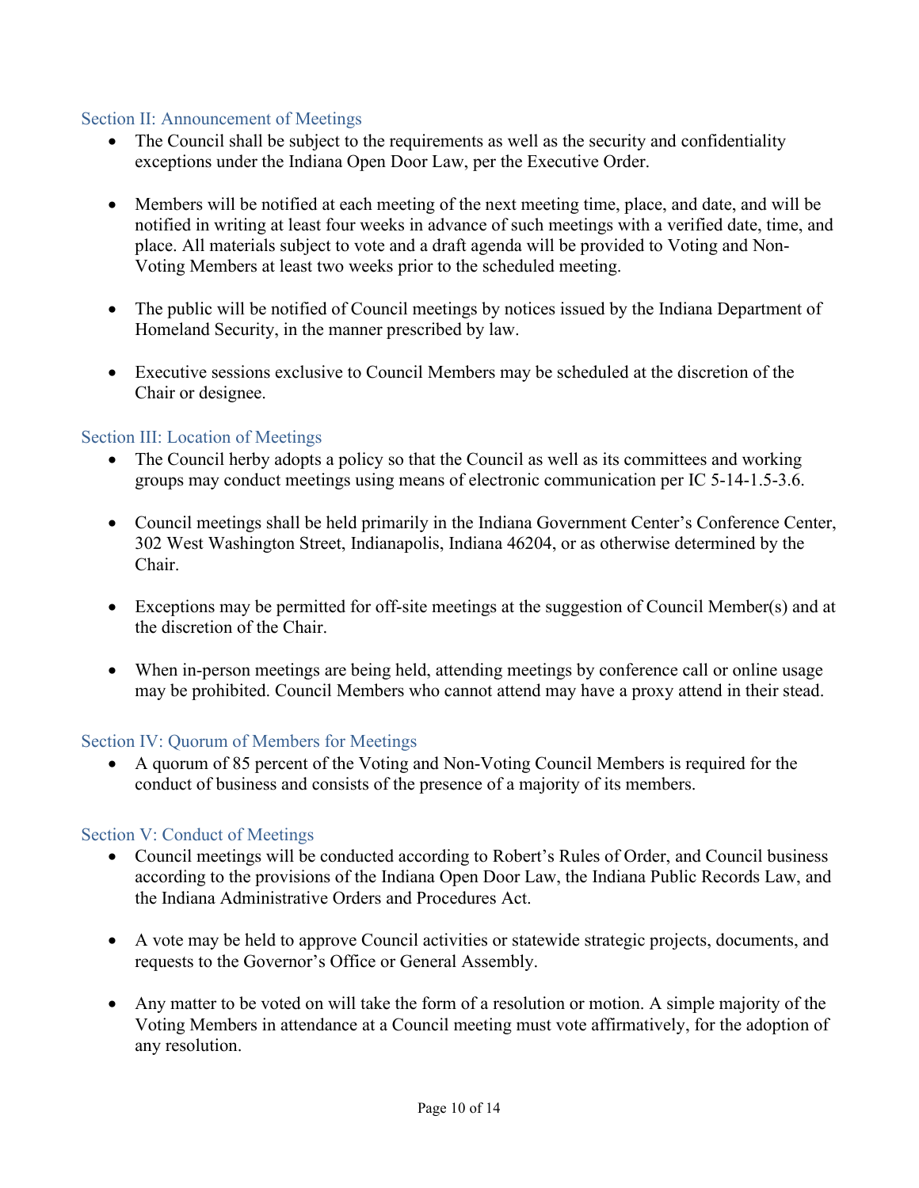## Section II: Announcement of Meetings

- The Council shall be subject to the requirements as well as the security and confidentiality exceptions under the Indiana Open Door Law, per the Executive Order.
- Members will be notified at each meeting of the next meeting time, place, and date, and will be notified in writing at least four weeks in advance of such meetings with a verified date, time, and place. All materials subject to vote and a draft agenda will be provided to Voting and Non-Voting Members at least two weeks prior to the scheduled meeting.
- The public will be notified of Council meetings by notices issued by the Indiana Department of Homeland Security, in the manner prescribed by law.
- Executive sessions exclusive to Council Members may be scheduled at the discretion of the Chair or designee.

## Section III: Location of Meetings

- The Council herby adopts a policy so that the Council as well as its committees and working groups may conduct meetings using means of electronic communication per IC 5-14-1.5-3.6.
- Council meetings shall be held primarily in the Indiana Government Center's Conference Center, 302 West Washington Street, Indianapolis, Indiana 46204, or as otherwise determined by the Chair.
- Exceptions may be permitted for off-site meetings at the suggestion of Council Member(s) and at the discretion of the Chair.
- When in-person meetings are being held, attending meetings by conference call or online usage may be prohibited. Council Members who cannot attend may have a proxy attend in their stead.

## Section IV: Quorum of Members for Meetings

- A quorum of 85 percent of the Voting and Non-Voting Council Members is required for the conduct of business and consists of the presence of a majority of its members.

## Section V: Conduct of Meetings

- Council meetings will be conducted according to Robert's Rules of Order, and Council business according to the provisions of the Indiana Open Door Law, the Indiana Public Records Law, and the Indiana Administrative Orders and Procedures Act.
- A vote may be held to approve Council activities or statewide strategic projects, documents, and requests to the Governor's Office or General Assembly.
- Any matter to be voted on will take the form of a resolution or motion. A simple majority of the Voting Members in attendance at a Council meeting must vote affirmatively, for the adoption of any resolution.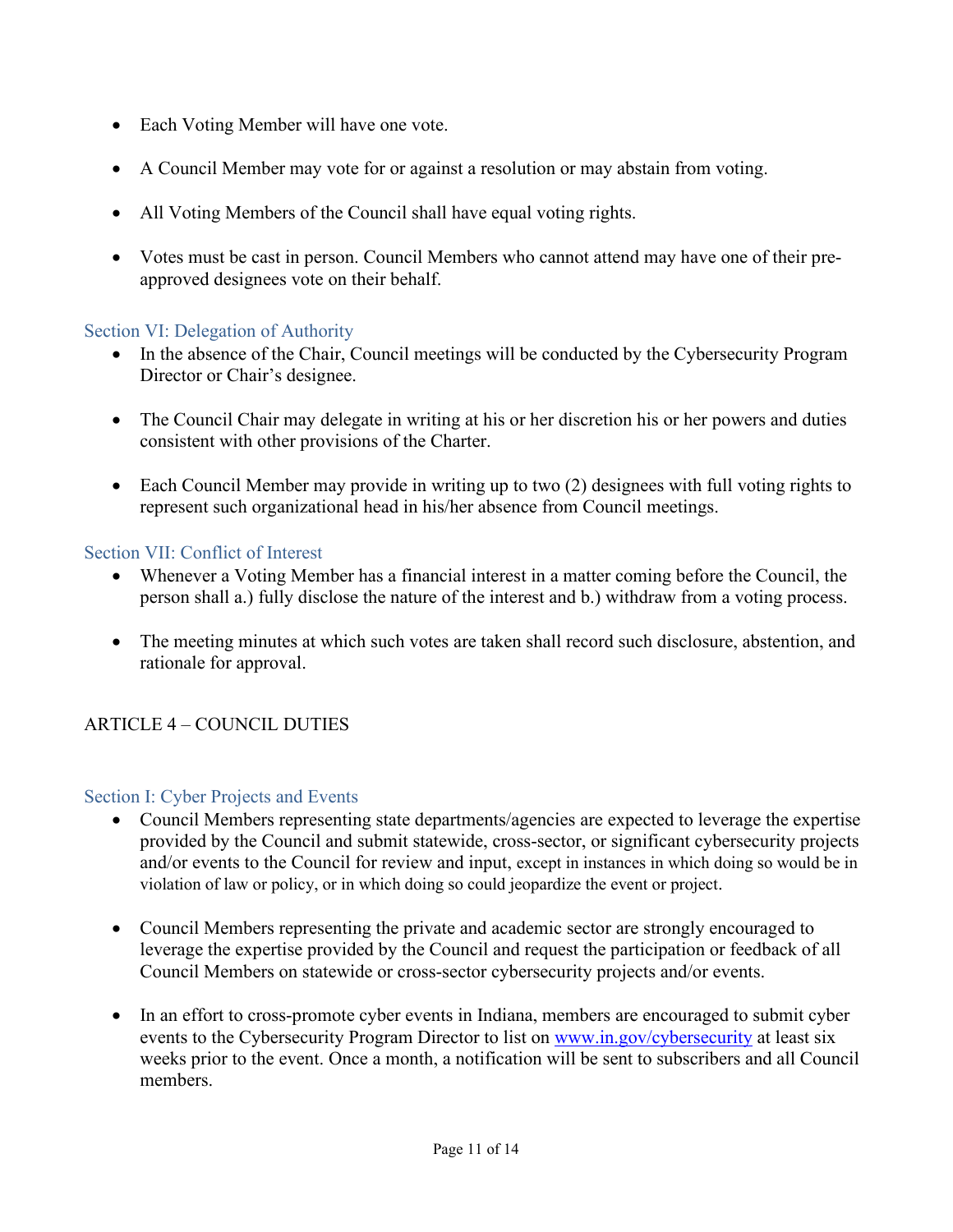- Each Voting Member will have one vote.

- A Council Member may vote for or against a resolution or may abstain from voting.

- All Voting Members of the Council shall have equal voting rights.

- Votes must be cast in person. Council Members who cannot attend may have one of their pre-approved designees vote on their behalf.

### Section VI: Delegation of Authority

- In the absence of the Chair, Council meetings will be conducted by the Cybersecurity Program Director or Chair's designee.

- The Council Chair may delegate in writing at his or her discretion his or her powers and duties consistent with other provisions of the Charter.

- Each Council Member may provide in writing up to two (2) designees with full voting rights to represent such organizational head in his/her absence from Council meetings.

### Section VII: Conflict of Interest

- Whenever a Voting Member has a financial interest in a matter coming before the Council, the person shall a.) fully disclose the nature of the interest and b.) withdraw from a voting process.

- The meeting minutes at which such votes are taken shall record such disclosure, abstention, and rationale for approval.

## ARTICLE 4 – COUNCIL DUTIES

### Section I: Cyber Projects and Events

- Council Members representing state departments/agencies are expected to leverage the expertise provided by the Council and submit statewide, cross-sector, or significant cybersecurity projects and/or events to the Council for review and input, except in instances in which doing so would be in violation of law or policy, or in which doing so could jeopardize the event or project.

- Council Members representing the private and academic sector are strongly encouraged to leverage the expertise provided by the Council and request the participation or feedback of all Council Members on statewide or cross-sector cybersecurity projects and/or events.

- In an effort to cross-promote cyber events in Indiana, members are encouraged to submit cyber events to the Cybersecurity Program Director to list on www.in.gov/cybersecurity at least six weeks prior to the event. Once a month, a notification will be sent to subscribers and all Council members.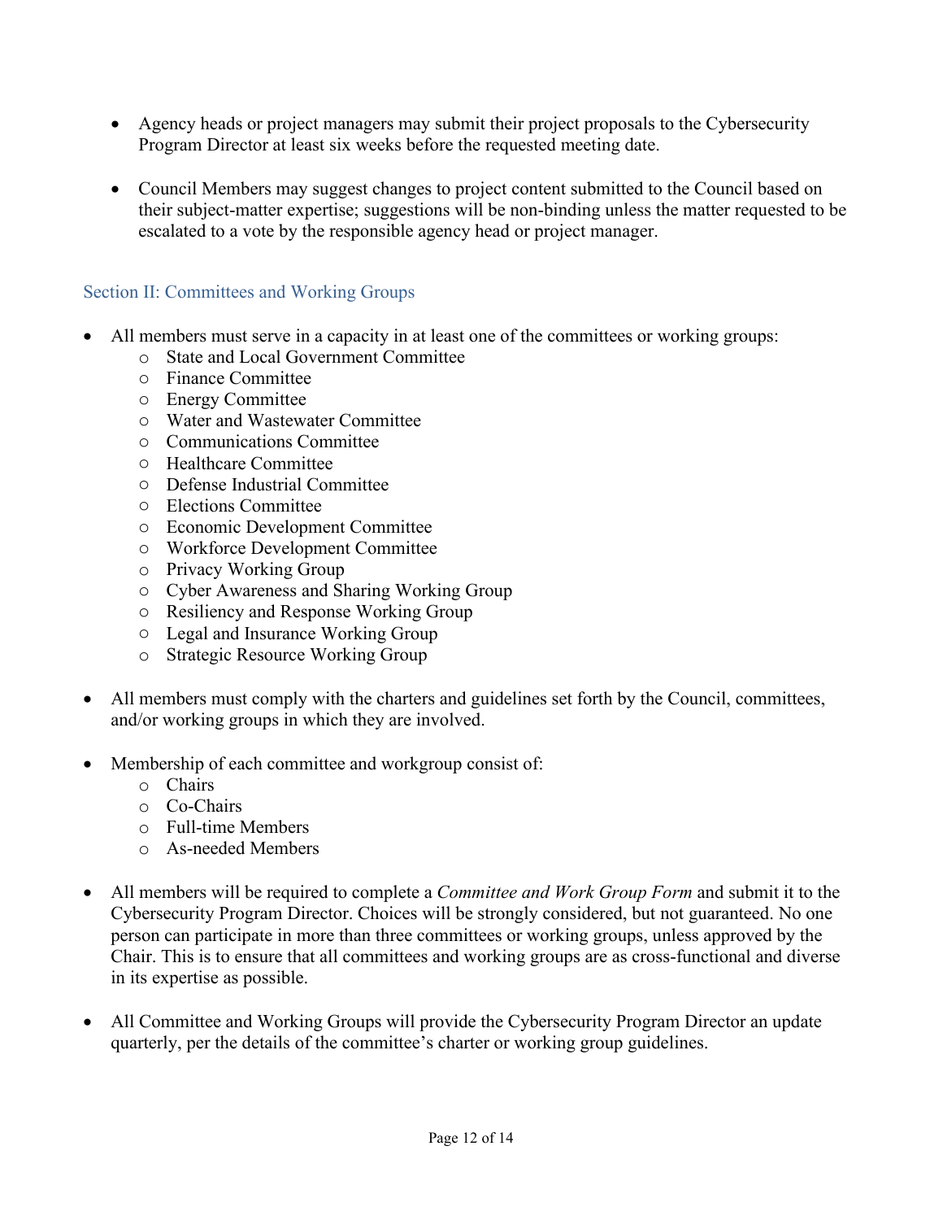- Agency heads or project managers may submit their project proposals to the Cybersecurity Program Director at least six weeks before the requested meeting date.

- Council Members may suggest changes to project content submitted to the Council based on their subject-matter expertise; suggestions will be non-binding unless the matter requested to be escalated to a vote by the responsible agency head or project manager.

## Section II: Committees and Working Groups

- All members must serve in a capacity in at least one of the committees or working groups:
  - State and Local Government Committee
  - Finance Committee
  - Energy Committee
  - Water and Wastewater Committee
  - Communications Committee
  - Healthcare Committee
  - Defense Industrial Committee
  - Elections Committee
  - Economic Development Committee
  - Workforce Development Committee
  - Privacy Working Group
  - Cyber Awareness and Sharing Working Group
  - Resiliency and Response Working Group
  - Legal and Insurance Working Group
  - Strategic Resource Working Group

- All members must comply with the charters and guidelines set forth by the Council, committees, and/or working groups in which they are involved.

- Membership of each committee and workgroup consist of:
  - Chairs
  - Co-Chairs
  - Full-time Members
  - As-needed Members

- All members will be required to complete a *Committee and Work Group Form* and submit it to the Cybersecurity Program Director. Choices will be strongly considered, but not guaranteed. No one person can participate in more than three committees or working groups, unless approved by the Chair. This is to ensure that all committees and working groups are as cross-functional and diverse in its expertise as possible.

- All Committee and Working Groups will provide the Cybersecurity Program Director an update quarterly, per the details of the committee's charter or working group guidelines.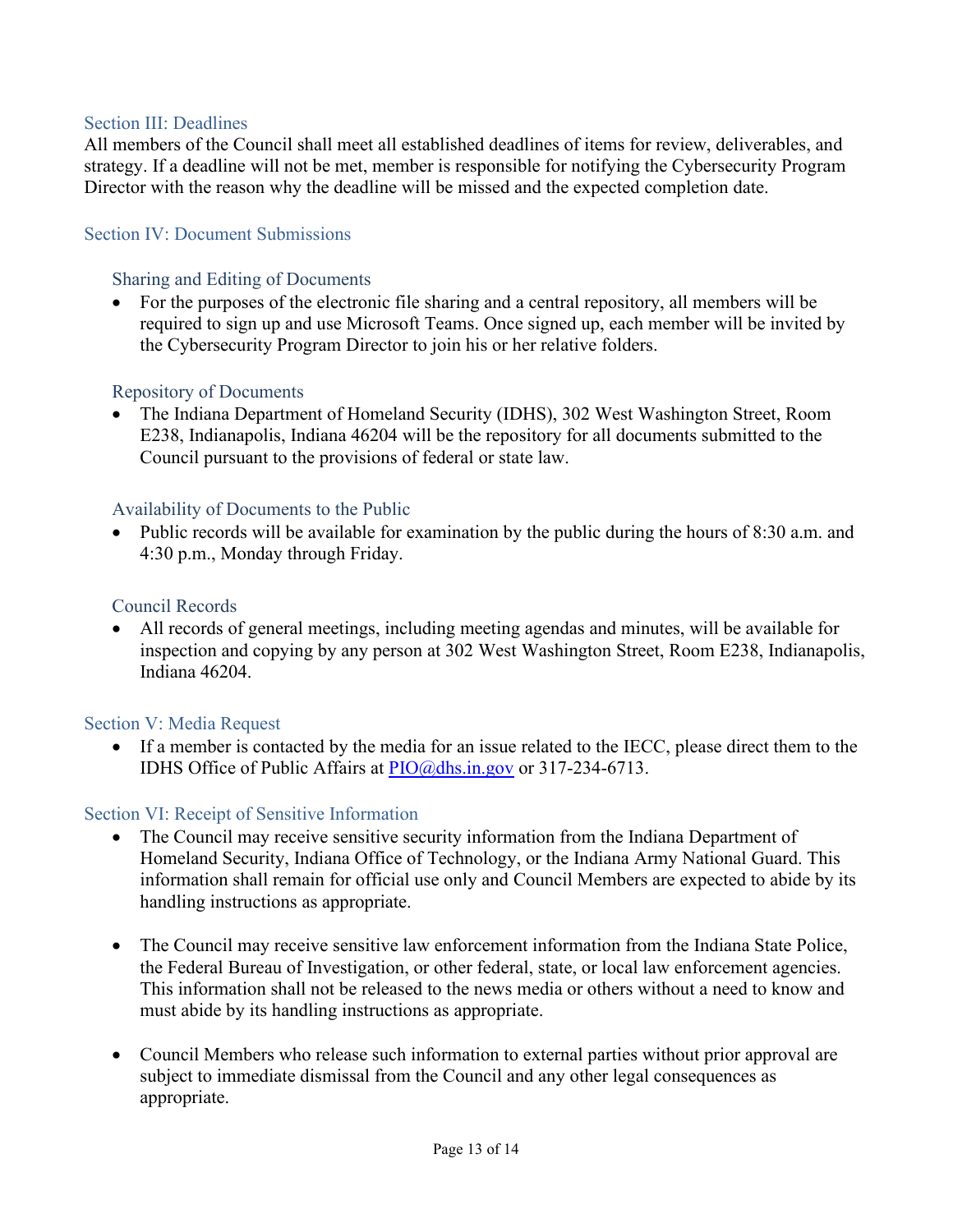## Section III: Deadlines

All members of the Council shall meet all established deadlines of items for review, deliverables, and strategy. If a deadline will not be met, member is responsible for notifying the Cybersecurity Program Director with the reason why the deadline will be missed and the expected completion date.

## Section IV: Document Submissions

### Sharing and Editing of Documents

- For the purposes of the electronic file sharing and a central repository, all members will be required to sign up and use Microsoft Teams. Once signed up, each member will be invited by the Cybersecurity Program Director to join his or her relative folders.

### Repository of Documents

- The Indiana Department of Homeland Security (IDHS), 302 West Washington Street, Room E238, Indianapolis, Indiana 46204 will be the repository for all documents submitted to the Council pursuant to the provisions of federal or state law.

### Availability of Documents to the Public

- Public records will be available for examination by the public during the hours of 8:30 a.m. and 4:30 p.m., Monday through Friday.

### Council Records

- All records of general meetings, including meeting agendas and minutes, will be available for inspection and copying by any person at 302 West Washington Street, Room E238, Indianapolis, Indiana 46204.

## Section V: Media Request

- If a member is contacted by the media for an issue related to the IECC, please direct them to the IDHS Office of Public Affairs at [PIO@dhs.in.gov](mailto:PIO@dhs.in.gov) or 317-234-6713.

## Section VI: Receipt of Sensitive Information

- The Council may receive sensitive security information from the Indiana Department of Homeland Security, Indiana Office of Technology, or the Indiana Army National Guard. This information shall remain for official use only and Council Members are expected to abide by its handling instructions as appropriate.

- The Council may receive sensitive law enforcement information from the Indiana State Police, the Federal Bureau of Investigation, or other federal, state, or local law enforcement agencies. This information shall not be released to the news media or others without a need to know and must abide by its handling instructions as appropriate.

- Council Members who release such information to external parties without prior approval are subject to immediate dismissal from the Council and any other legal consequences as appropriate.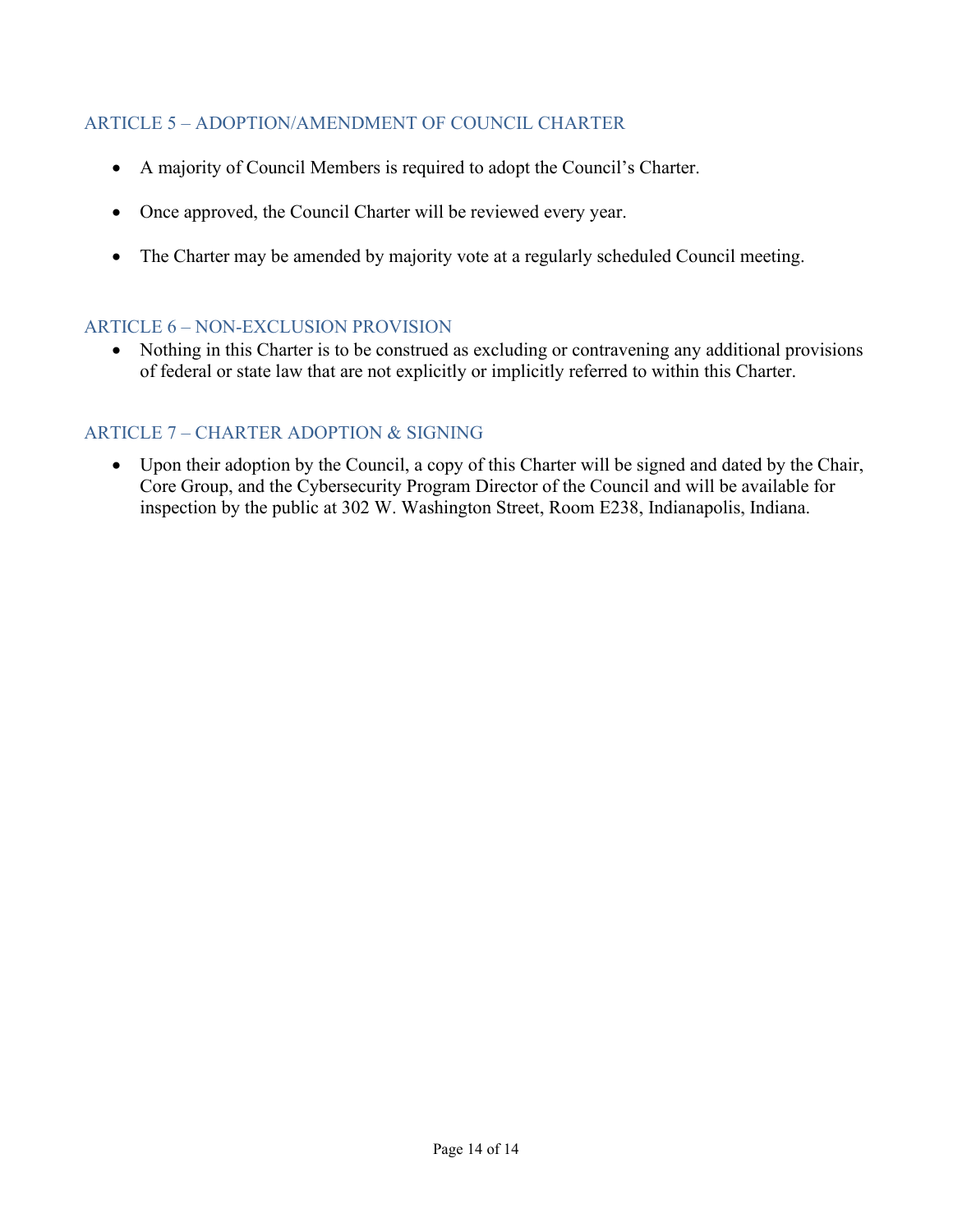## ARTICLE 5 – ADOPTION/AMENDMENT OF COUNCIL CHARTER

- A majority of Council Members is required to adopt the Council's Charter.
- Once approved, the Council Charter will be reviewed every year.
- The Charter may be amended by majority vote at a regularly scheduled Council meeting.

## ARTICLE 6 – NON-EXCLUSION PROVISION

- Nothing in this Charter is to be construed as excluding or contravening any additional provisions of federal or state law that are not explicitly or implicitly referred to within this Charter.

## ARTICLE 7 – CHARTER ADOPTION & SIGNING

- Upon their adoption by the Council, a copy of this Charter will be signed and dated by the Chair, Core Group, and the Cybersecurity Program Director of the Council and will be available for inspection by the public at 302 W. Washington Street, Room E238, Indianapolis, Indiana.